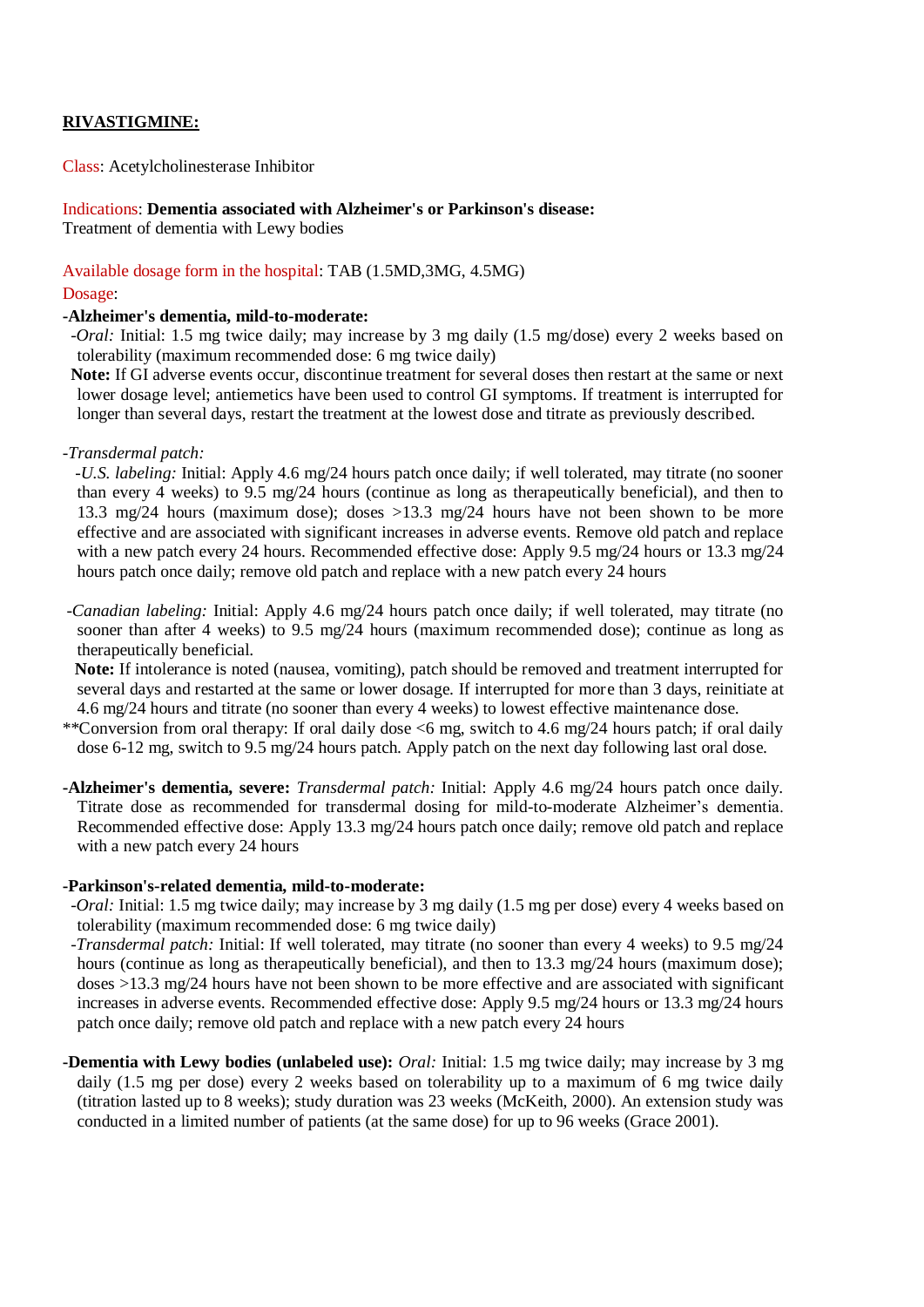**RIVASTIGMINE:**

Class: Acetylcholinesterase Inhibitor

Indications: **Dementia associated with Alzheimer's or Parkinson's disease:**
Treatment of dementia with Lewy bodies

Available dosage form in the hospital: TAB (1.5MD,3MG, 4.5MG)

Dosage:

**-Alzheimer's dementia, mild-to-moderate:**

-*Oral:* Initial: 1.5 mg twice daily; may increase by 3 mg daily (1.5 mg/dose) every 2 weeks based on tolerability (maximum recommended dose: 6 mg twice daily)

**Note:** If GI adverse events occur, discontinue treatment for several doses then restart at the same or next lower dosage level; antiemetics have been used to control GI symptoms. If treatment is interrupted for longer than several days, restart the treatment at the lowest dose and titrate as previously described.

-*Transdermal patch:*

-*U.S. labeling:* Initial: Apply 4.6 mg/24 hours patch once daily; if well tolerated, may titrate (no sooner than every 4 weeks) to 9.5 mg/24 hours (continue as long as therapeutically beneficial), and then to 13.3 mg/24 hours (maximum dose); doses >13.3 mg/24 hours have not been shown to be more effective and are associated with significant increases in adverse events. Remove old patch and replace with a new patch every 24 hours. Recommended effective dose: Apply 9.5 mg/24 hours or 13.3 mg/24 hours patch once daily; remove old patch and replace with a new patch every 24 hours

-*Canadian labeling:* Initial: Apply 4.6 mg/24 hours patch once daily; if well tolerated, may titrate (no sooner than after 4 weeks) to 9.5 mg/24 hours (maximum recommended dose); continue as long as therapeutically beneficial.

**Note:** If intolerance is noted (nausea, vomiting), patch should be removed and treatment interrupted for several days and restarted at the same or lower dosage. If interrupted for more than 3 days, reinitiate at 4.6 mg/24 hours and titrate (no sooner than every 4 weeks) to lowest effective maintenance dose.

**Conversion from oral therapy: If oral daily dose <6 mg, switch to 4.6 mg/24 hours patch; if oral daily dose 6-12 mg, switch to 9.5 mg/24 hours patch. Apply patch on the next day following last oral dose.

**-Alzheimer's dementia, severe:** *Transdermal patch:* Initial: Apply 4.6 mg/24 hours patch once daily. Titrate dose as recommended for transdermal dosing for mild-to-moderate Alzheimer's dementia. Recommended effective dose: Apply 13.3 mg/24 hours patch once daily; remove old patch and replace with a new patch every 24 hours

**-Parkinson's-related dementia, mild-to-moderate:**

-*Oral:* Initial: 1.5 mg twice daily; may increase by 3 mg daily (1.5 mg per dose) every 4 weeks based on tolerability (maximum recommended dose: 6 mg twice daily)

-*Transdermal patch:* Initial: If well tolerated, may titrate (no sooner than every 4 weeks) to 9.5 mg/24 hours (continue as long as therapeutically beneficial), and then to 13.3 mg/24 hours (maximum dose); doses >13.3 mg/24 hours have not been shown to be more effective and are associated with significant increases in adverse events. Recommended effective dose: Apply 9.5 mg/24 hours or 13.3 mg/24 hours patch once daily; remove old patch and replace with a new patch every 24 hours

**-Dementia with Lewy bodies (unlabeled use):** *Oral:* Initial: 1.5 mg twice daily; may increase by 3 mg daily (1.5 mg per dose) every 2 weeks based on tolerability up to a maximum of 6 mg twice daily (titration lasted up to 8 weeks); study duration was 23 weeks (McKeith, 2000). An extension study was conducted in a limited number of patients (at the same dose) for up to 96 weeks (Grace 2001).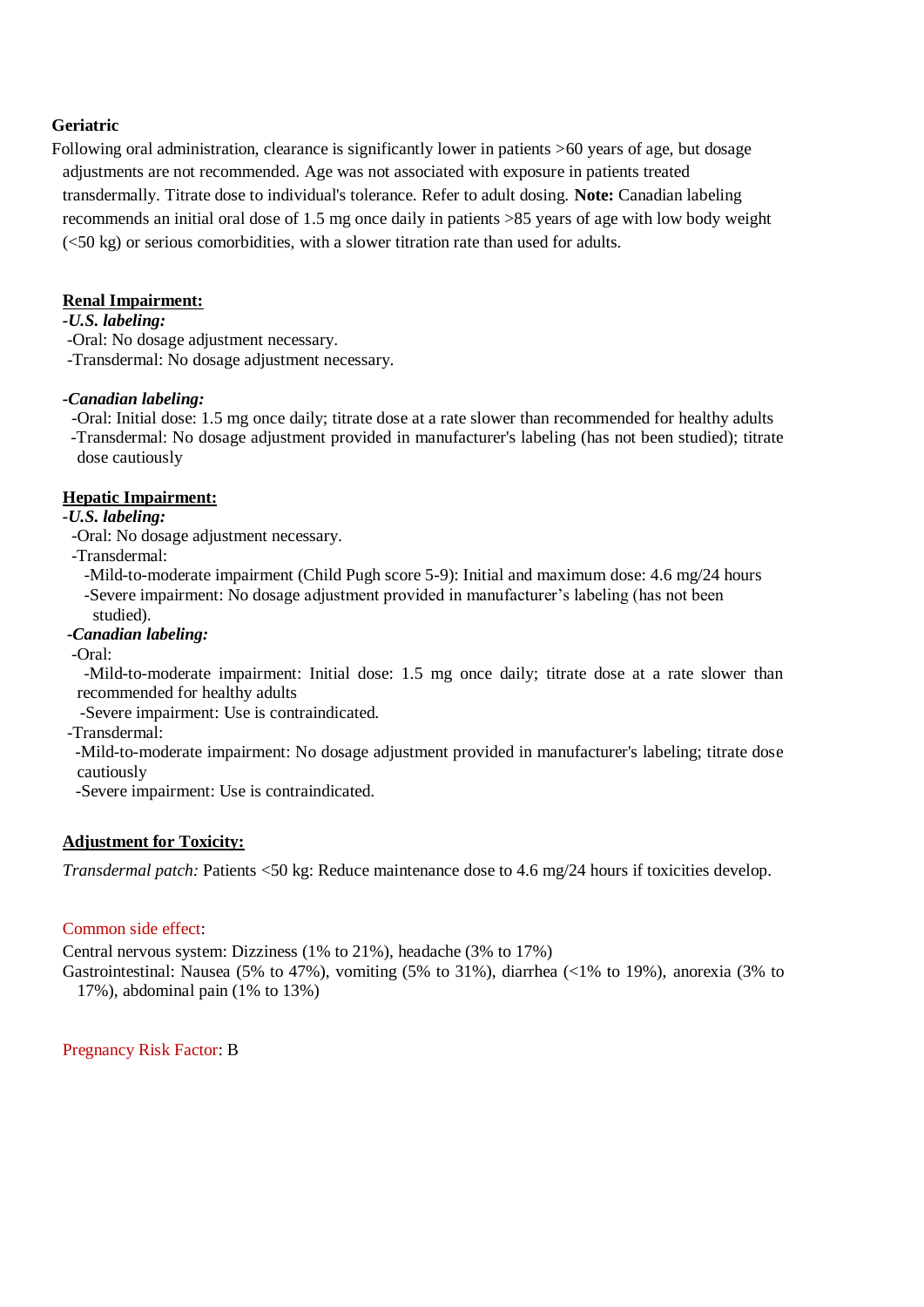**Geriatric**

Following oral administration, clearance is significantly lower in patients >60 years of age, but dosage adjustments are not recommended. Age was not associated with exposure in patients treated transdermally. Titrate dose to individual's tolerance. Refer to adult dosing. **Note:** Canadian labeling recommends an initial oral dose of 1.5 mg once daily in patients >85 years of age with low body weight (<50 kg) or serious comorbidities, with a slower titration rate than used for adults.

**Renal Impairment:**

***-U.S. labeling:***

-Oral: No dosage adjustment necessary.

-Transdermal: No dosage adjustment necessary.

***-Canadian labeling:***

-Oral: Initial dose: 1.5 mg once daily; titrate dose at a rate slower than recommended for healthy adults

-Transdermal: No dosage adjustment provided in manufacturer's labeling (has not been studied); titrate dose cautiously

**Hepatic Impairment:**

***-U.S. labeling:***

-Oral: No dosage adjustment necessary.

-Transdermal:

-Mild-to-moderate impairment (Child Pugh score 5-9): Initial and maximum dose: 4.6 mg/24 hours

-Severe impairment: No dosage adjustment provided in manufacturer's labeling (has not been studied).

***-Canadian labeling:***

-Oral:

-Mild-to-moderate impairment: Initial dose: 1.5 mg once daily; titrate dose at a rate slower than recommended for healthy adults

-Severe impairment: Use is contraindicated.

-Transdermal:

-Mild-to-moderate impairment: No dosage adjustment provided in manufacturer's labeling; titrate dose cautiously

-Severe impairment: Use is contraindicated.

**Adjustment for Toxicity:**

*Transdermal patch:* Patients <50 kg: Reduce maintenance dose to 4.6 mg/24 hours if toxicities develop.

Common side effect:

Central nervous system: Dizziness (1% to 21%), headache (3% to 17%)

Gastrointestinal: Nausea (5% to 47%), vomiting (5% to 31%), diarrhea (<1% to 19%), anorexia (3% to 17%), abdominal pain (1% to 13%)

Pregnancy Risk Factor: B